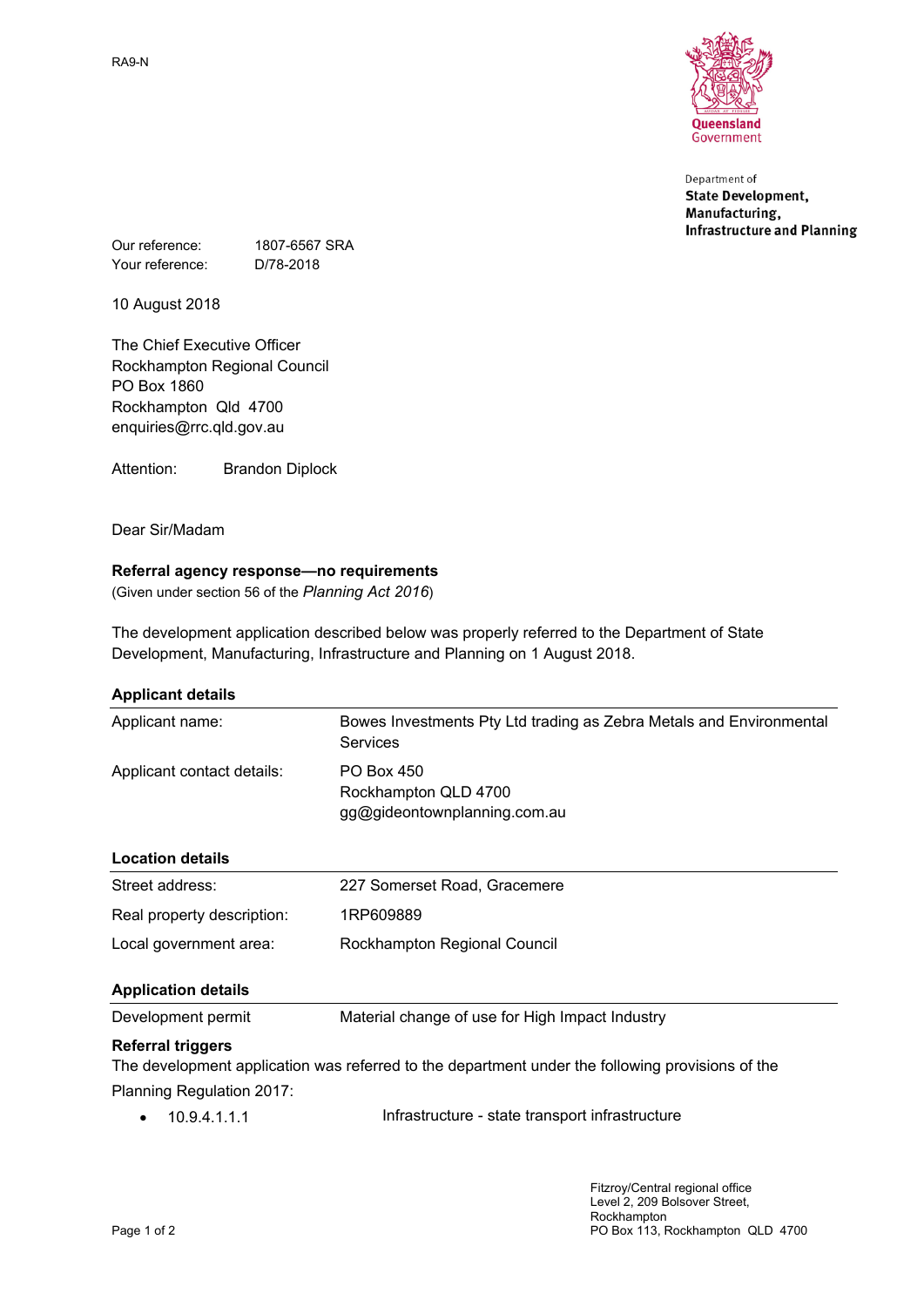RA9-N

Queensland Government

Department of
**State Development, Manufacturing, Infrastructure and Planning**

Our reference: 1807-6567 SRA
Your reference: D/78-2018

10 August 2018

The Chief Executive Officer
Rockhampton Regional Council
PO Box 1860
Rockhampton Qld 4700
enquiries@rrc.qld.gov.au

Attention: Brandon Diplock

Dear Sir/Madam

**Referral agency response—no requirements**
(Given under section 56 of the *Planning Act 2016*)

The development application described below was properly referred to the Department of State Development, Manufacturing, Infrastructure and Planning on 1 August 2018.

**Applicant details**

| | |
|---|---|
| Applicant name: | Bowes Investments Pty Ltd trading as Zebra Metals and Environmental Services |
| Applicant contact details: | PO Box 450<br>Rockhampton QLD 4700<br>gg@gideontownplanning.com.au |

**Location details**

| | |
|---|---|
| Street address: | 227 Somerset Road, Gracemere |
| Real property description: | 1RP609889 |
| Local government area: | Rockhampton Regional Council |

**Application details**

| | |
|---|---|
| Development permit | Material change of use for High Impact Industry |

**Referral triggers**

The development application was referred to the department under the following provisions of the Planning Regulation 2017:

- 10.9.4.1.1.1 Infrastructure - state transport infrastructure

Fitzroy/Central regional office
Level 2, 209 Bolsover Street,
Rockhampton
PO Box 113, Rockhampton QLD 4700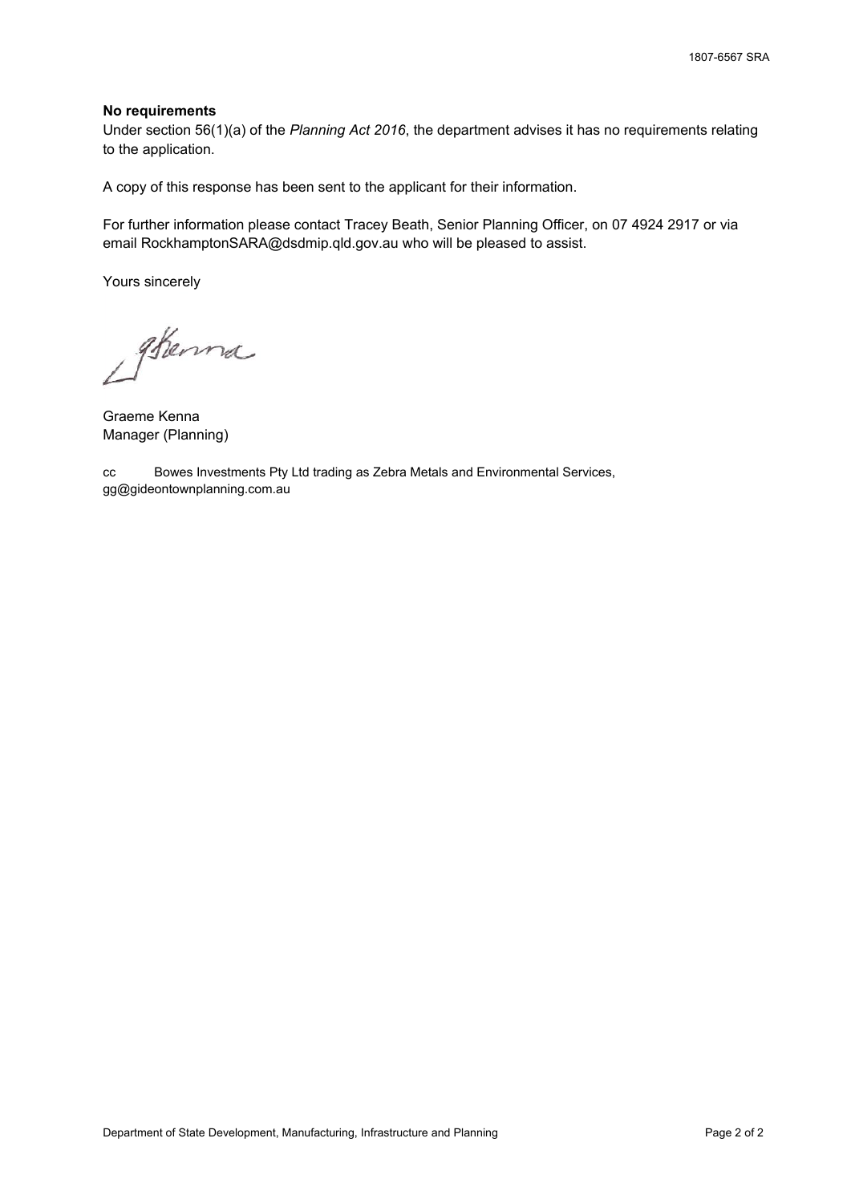**No requirements**

Under section 56(1)(a) of the *Planning Act 2016*, the department advises it has no requirements relating to the application.

A copy of this response has been sent to the applicant for their information.

For further information please contact Tracey Beath, Senior Planning Officer, on 07 4924 2917 or via email RockhamptonSARA@dsdmip.qld.gov.au who will be pleased to assist.

Yours sincerely

Graeme Kenna
Manager (Planning)

cc Bowes Investments Pty Ltd trading as Zebra Metals and Environmental Services, gg@gideontownplanning.com.au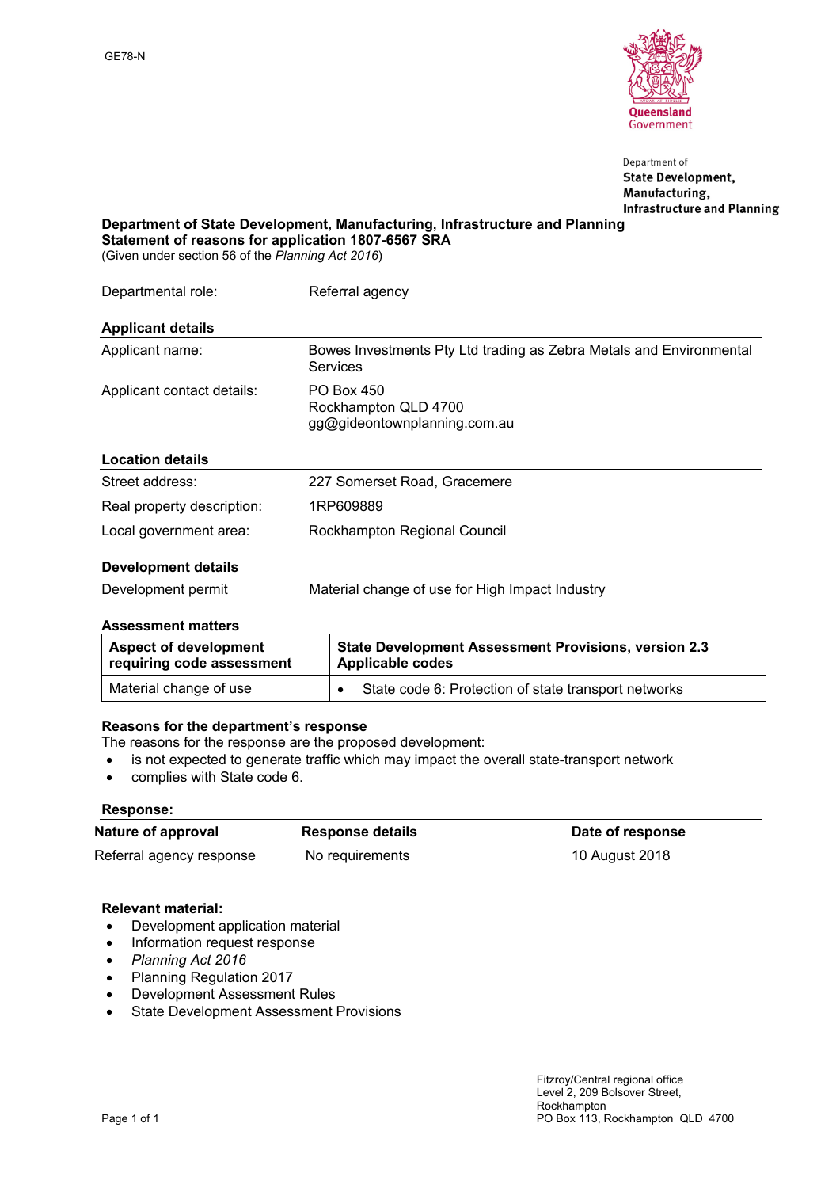GE78-N

Department of
**State Development, Manufacturing, Infrastructure and Planning**

**Department of State Development, Manufacturing, Infrastructure and Planning**
**Statement of reasons for application 1807-6567 SRA**
(Given under section 56 of the *Planning Act 2016*)

| | |
|---|---|
| Departmental role: | Referral agency |

**Applicant details**

| | |
|---|---|
| Applicant name: | Bowes Investments Pty Ltd trading as Zebra Metals and Environmental Services |
| Applicant contact details: | PO Box 450<br>Rockhampton QLD 4700<br>gg@gideontownplanning.com.au |

**Location details**

| | |
|---|---|
| Street address: | 227 Somerset Road, Gracemere |
| Real property description: | 1RP609889 |
| Local government area: | Rockhampton Regional Council |

**Development details**

| | |
|---|---|
| Development permit | Material change of use for High Impact Industry |

**Assessment matters**

| Aspect of development requiring code assessment | State Development Assessment Provisions, version 2.3 Applicable codes |
|---|---|
| Material change of use | • State code 6: Protection of state transport networks |

**Reasons for the department's response**

The reasons for the response are the proposed development:

- is not expected to generate traffic which may impact the overall state-transport network
- complies with State code 6.

**Response:**

| Nature of approval | Response details | Date of response |
|---|---|---|
| Referral agency response | No requirements | 10 August 2018 |

**Relevant material:**

- Development application material
- Information request response
- *Planning Act 2016*
- Planning Regulation 2017
- Development Assessment Rules
- State Development Assessment Provisions

Fitzroy/Central regional office
Level 2, 209 Bolsover Street,
Rockhampton
PO Box 113, Rockhampton QLD 4700